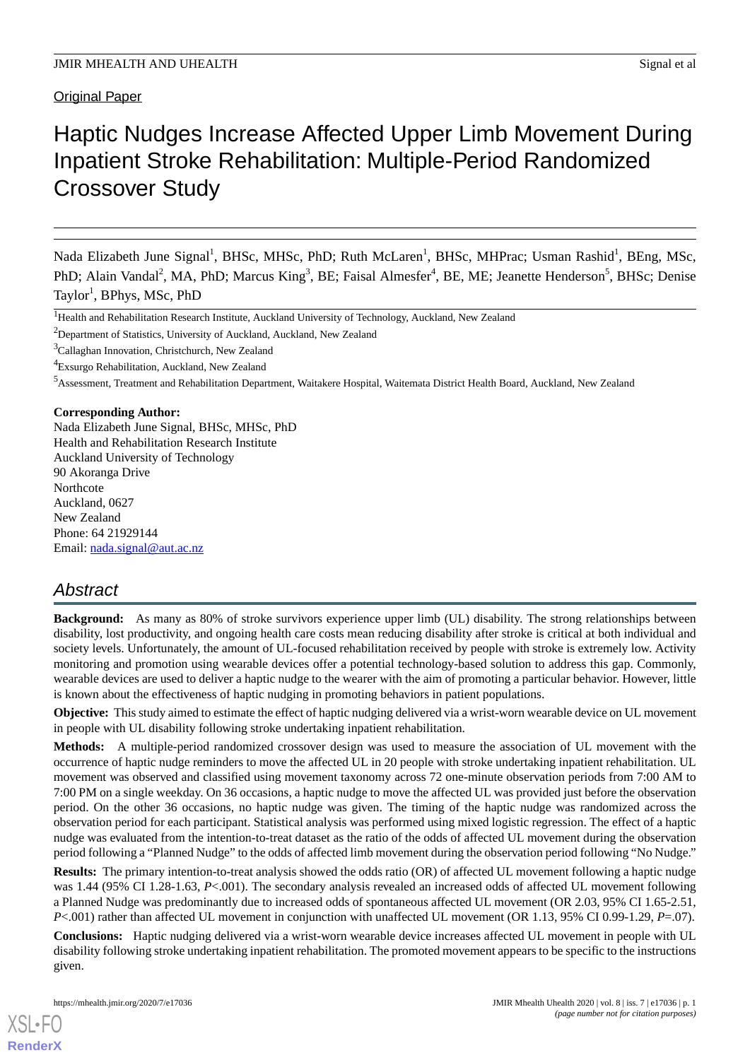Original Paper

# Haptic Nudges Increase Affected Upper Limb Movement During Inpatient Stroke Rehabilitation: Multiple-Period Randomized Crossover Study

Nada Elizabeth June Signal[1], BHSc, MHSc, PhD; Ruth McLaren[1], BHSc, MHPrac; Usman Rashid[1], BEng, MSc, PhD; Alain Vandal[2], MA, PhD; Marcus King[3], BE; Faisal Almesfer[4], BE, ME; Jeanette Henderson[5], BHSc; Denise Taylor[1], BPhys, MSc, PhD

[1]Health and Rehabilitation Research Institute, Auckland University of Technology, Auckland, New Zealand

[2]Department of Statistics, University of Auckland, Auckland, New Zealand

[3]Callaghan Innovation, Christchurch, New Zealand

[4]Exsurgo Rehabilitation, Auckland, New Zealand

[5]Assessment, Treatment and Rehabilitation Department, Waitakere Hospital, Waitemata District Health Board, Auckland, New Zealand

**Corresponding Author:**
Nada Elizabeth June Signal, BHSc, MHSc, PhD
Health and Rehabilitation Research Institute
Auckland University of Technology
90 Akoranga Drive
Northcote
Auckland, 0627
New Zealand
Phone: 64 21929144
Email: nada.signal@aut.ac.nz

## Abstract

**Background:** As many as 80% of stroke survivors experience upper limb (UL) disability. The strong relationships between disability, lost productivity, and ongoing health care costs mean reducing disability after stroke is critical at both individual and society levels. Unfortunately, the amount of UL-focused rehabilitation received by people with stroke is extremely low. Activity monitoring and promotion using wearable devices offer a potential technology-based solution to address this gap. Commonly, wearable devices are used to deliver a haptic nudge to the wearer with the aim of promoting a particular behavior. However, little is known about the effectiveness of haptic nudging in promoting behaviors in patient populations.

**Objective:** This study aimed to estimate the effect of haptic nudging delivered via a wrist-worn wearable device on UL movement in people with UL disability following stroke undertaking inpatient rehabilitation.

**Methods:** A multiple-period randomized crossover design was used to measure the association of UL movement with the occurrence of haptic nudge reminders to move the affected UL in 20 people with stroke undertaking inpatient rehabilitation. UL movement was observed and classified using movement taxonomy across 72 one-minute observation periods from 7:00 AM to 7:00 PM on a single weekday. On 36 occasions, a haptic nudge to move the affected UL was provided just before the observation period. On the other 36 occasions, no haptic nudge was given. The timing of the haptic nudge was randomized across the observation period for each participant. Statistical analysis was performed using mixed logistic regression. The effect of a haptic nudge was evaluated from the intention-to-treat dataset as the ratio of the odds of affected UL movement during the observation period following a "Planned Nudge" to the odds of affected limb movement during the observation period following "No Nudge."

**Results:** The primary intention-to-treat analysis showed the odds ratio (OR) of affected UL movement following a haptic nudge was 1.44 (95% CI 1.28-1.63, $P$<.001). The secondary analysis revealed an increased odds of affected UL movement following a Planned Nudge was predominantly due to increased odds of spontaneous affected UL movement (OR 2.03, 95% CI 1.65-2.51, $P$<.001) rather than affected UL movement in conjunction with unaffected UL movement (OR 1.13, 95% CI 0.99-1.29, $P$=.07).

**Conclusions:** Haptic nudging delivered via a wrist-worn wearable device increases affected UL movement in people with UL disability following stroke undertaking inpatient rehabilitation. The promoted movement appears to be specific to the instructions given.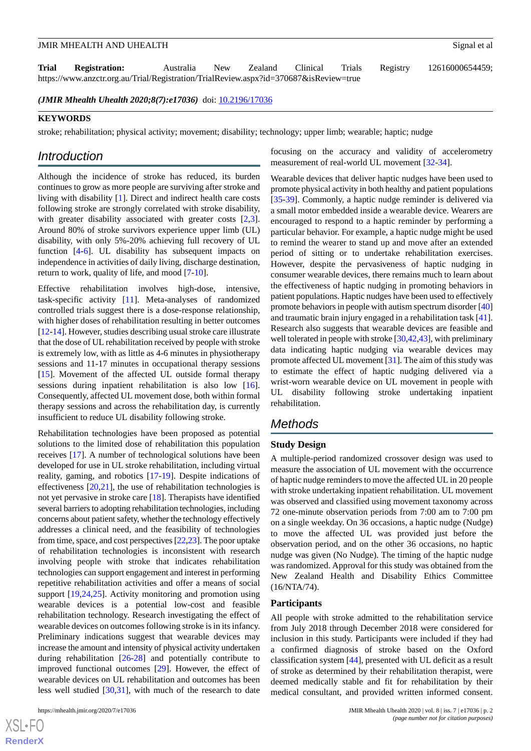**Trial Registration:** Australia New Zealand Clinical Trials Registry 12616000654459; https://www.anzctr.org.au/Trial/Registration/TrialReview.aspx?id=370687&isReview=true

***(JMIR Mhealth Uhealth 2020;8(7):e17036)*** doi: 10.2196/17036

**KEYWORDS**

stroke; rehabilitation; physical activity; movement; disability; technology; upper limb; wearable; haptic; nudge

## Introduction

Although the incidence of stroke has reduced, its burden continues to grow as more people are surviving after stroke and living with disability [1]. Direct and indirect health care costs following stroke are strongly correlated with stroke disability, with greater disability associated with greater costs [2,3]. Around 80% of stroke survivors experience upper limb (UL) disability, with only 5%-20% achieving full recovery of UL function [4-6]. UL disability has subsequent impacts on independence in activities of daily living, discharge destination, return to work, quality of life, and mood [7-10].

Effective rehabilitation involves high-dose, intensive, task-specific activity [11]. Meta-analyses of randomized controlled trials suggest there is a dose-response relationship, with higher doses of rehabilitation resulting in better outcomes [12-14]. However, studies describing usual stroke care illustrate that the dose of UL rehabilitation received by people with stroke is extremely low, with as little as 4-6 minutes in physiotherapy sessions and 11-17 minutes in occupational therapy sessions [15]. Movement of the affected UL outside formal therapy sessions during inpatient rehabilitation is also low [16]. Consequently, affected UL movement dose, both within formal therapy sessions and across the rehabilitation day, is currently insufficient to reduce UL disability following stroke.

Rehabilitation technologies have been proposed as potential solutions to the limited dose of rehabilitation this population receives [17]. A number of technological solutions have been developed for use in UL stroke rehabilitation, including virtual reality, gaming, and robotics [17-19]. Despite indications of effectiveness [20,21], the use of rehabilitation technologies is not yet pervasive in stroke care [18]. Therapists have identified several barriers to adopting rehabilitation technologies, including concerns about patient safety, whether the technology effectively addresses a clinical need, and the feasibility of technologies from time, space, and cost perspectives [22,23]. The poor uptake of rehabilitation technologies is inconsistent with research involving people with stroke that indicates rehabilitation technologies can support engagement and interest in performing repetitive rehabilitation activities and offer a means of social support [19,24,25]. Activity monitoring and promotion using wearable devices is a potential low-cost and feasible rehabilitation technology. Research investigating the effect of wearable devices on outcomes following stroke is in its infancy. Preliminary indications suggest that wearable devices may increase the amount and intensity of physical activity undertaken during rehabilitation [26-28] and potentially contribute to improved functional outcomes [29]. However, the effect of wearable devices on UL rehabilitation and outcomes has been less well studied [30,31], with much of the research to date focusing on the accuracy and validity of accelerometry measurement of real-world UL movement [32-34].

Wearable devices that deliver haptic nudges have been used to promote physical activity in both healthy and patient populations [35-39]. Commonly, a haptic nudge reminder is delivered via a small motor embedded inside a wearable device. Wearers are encouraged to respond to a haptic reminder by performing a particular behavior. For example, a haptic nudge might be used to remind the wearer to stand up and move after an extended period of sitting or to undertake rehabilitation exercises. However, despite the pervasiveness of haptic nudging in consumer wearable devices, there remains much to learn about the effectiveness of haptic nudging in promoting behaviors in patient populations. Haptic nudges have been used to effectively promote behaviors in people with autism spectrum disorder [40] and traumatic brain injury engaged in a rehabilitation task [41]. Research also suggests that wearable devices are feasible and well tolerated in people with stroke [30,42,43], with preliminary data indicating haptic nudging via wearable devices may promote affected UL movement [31]. The aim of this study was to estimate the effect of haptic nudging delivered via a wrist-worn wearable device on UL movement in people with UL disability following stroke undertaking inpatient rehabilitation.

## Methods

### Study Design

A multiple-period randomized crossover design was used to measure the association of UL movement with the occurrence of haptic nudge reminders to move the affected UL in 20 people with stroke undertaking inpatient rehabilitation. UL movement was observed and classified using movement taxonomy across 72 one-minute observation periods from 7:00 am to 7:00 pm on a single weekday. On 36 occasions, a haptic nudge (Nudge) to move the affected UL was provided just before the observation period, and on the other 36 occasions, no haptic nudge was given (No Nudge). The timing of the haptic nudge was randomized. Approval for this study was obtained from the New Zealand Health and Disability Ethics Committee (16/NTA/74).

### Participants

All people with stroke admitted to the rehabilitation service from July 2018 through December 2018 were considered for inclusion in this study. Participants were included if they had a confirmed diagnosis of stroke based on the Oxford classification system [44], presented with UL deficit as a result of stroke as determined by their rehabilitation therapist, were deemed medically stable and fit for rehabilitation by their medical consultant, and provided written informed consent.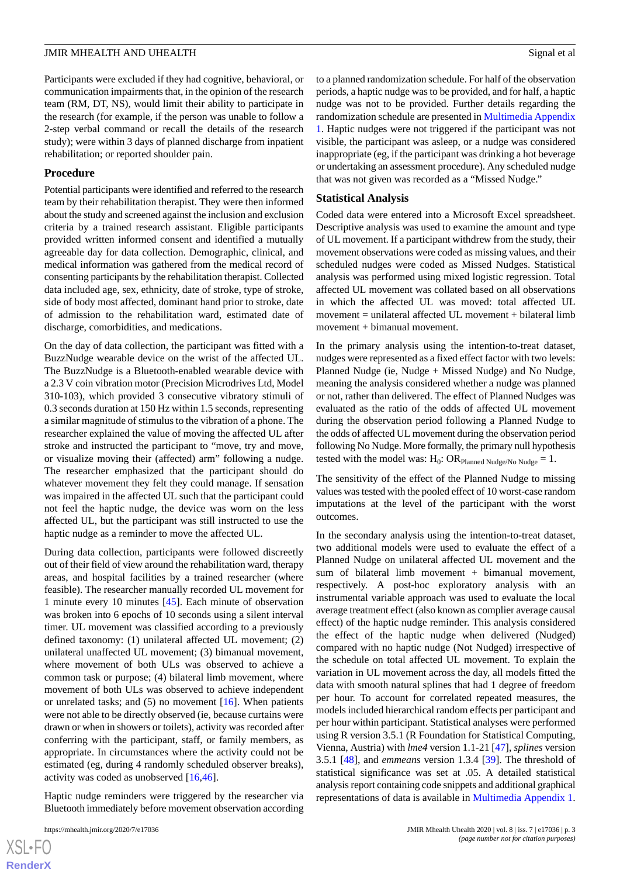Participants were excluded if they had cognitive, behavioral, or communication impairments that, in the opinion of the research team (RM, DT, NS), would limit their ability to participate in the research (for example, if the person was unable to follow a 2-step verbal command or recall the details of the research study); were within 3 days of planned discharge from inpatient rehabilitation; or reported shoulder pain.

### Procedure

Potential participants were identified and referred to the research team by their rehabilitation therapist. They were then informed about the study and screened against the inclusion and exclusion criteria by a trained research assistant. Eligible participants provided written informed consent and identified a mutually agreeable day for data collection. Demographic, clinical, and medical information was gathered from the medical record of consenting participants by the rehabilitation therapist. Collected data included age, sex, ethnicity, date of stroke, type of stroke, side of body most affected, dominant hand prior to stroke, date of admission to the rehabilitation ward, estimated date of discharge, comorbidities, and medications.

On the day of data collection, the participant was fitted with a BuzzNudge wearable device on the wrist of the affected UL. The BuzzNudge is a Bluetooth-enabled wearable device with a 2.3 V coin vibration motor (Precision Microdrives Ltd, Model 310-103), which provided 3 consecutive vibratory stimuli of 0.3 seconds duration at 150 Hz within 1.5 seconds, representing a similar magnitude of stimulus to the vibration of a phone. The researcher explained the value of moving the affected UL after stroke and instructed the participant to "move, try and move, or visualize moving their (affected) arm" following a nudge. The researcher emphasized that the participant should do whatever movement they felt they could manage. If sensation was impaired in the affected UL such that the participant could not feel the haptic nudge, the device was worn on the less affected UL, but the participant was still instructed to use the haptic nudge as a reminder to move the affected UL.

During data collection, participants were followed discreetly out of their field of view around the rehabilitation ward, therapy areas, and hospital facilities by a trained researcher (where feasible). The researcher manually recorded UL movement for 1 minute every 10 minutes [45]. Each minute of observation was broken into 6 epochs of 10 seconds using a silent interval timer. UL movement was classified according to a previously defined taxonomy: (1) unilateral affected UL movement; (2) unilateral unaffected UL movement; (3) bimanual movement, where movement of both ULs was observed to achieve a common task or purpose; (4) bilateral limb movement, where movement of both ULs was observed to achieve independent or unrelated tasks; and (5) no movement [16]. When patients were not able to be directly observed (ie, because curtains were drawn or when in showers or toilets), activity was recorded after conferring with the participant, staff, or family members, as appropriate. In circumstances where the activity could not be estimated (eg, during 4 randomly scheduled observer breaks), activity was coded as unobserved [16,46].

Haptic nudge reminders were triggered by the researcher via Bluetooth immediately before movement observation according to a planned randomization schedule. For half of the observation periods, a haptic nudge was to be provided, and for half, a haptic nudge was not to be provided. Further details regarding the randomization schedule are presented in Multimedia Appendix 1. Haptic nudges were not triggered if the participant was not visible, the participant was asleep, or a nudge was considered inappropriate (eg, if the participant was drinking a hot beverage or undertaking an assessment procedure). Any scheduled nudge that was not given was recorded as a "Missed Nudge."

### Statistical Analysis

Coded data were entered into a Microsoft Excel spreadsheet. Descriptive analysis was used to examine the amount and type of UL movement. If a participant withdrew from the study, their movement observations were coded as missing values, and their scheduled nudges were coded as Missed Nudges. Statistical analysis was performed using mixed logistic regression. Total affected UL movement was collated based on all observations in which the affected UL was moved: total affected UL movement = unilateral affected UL movement + bilateral limb movement + bimanual movement.

In the primary analysis using the intention-to-treat dataset, nudges were represented as a fixed effect factor with two levels: Planned Nudge (ie, Nudge + Missed Nudge) and No Nudge, meaning the analysis considered whether a nudge was planned or not, rather than delivered. The effect of Planned Nudges was evaluated as the ratio of the odds of affected UL movement during the observation period following a Planned Nudge to the odds of affected UL movement during the observation period following No Nudge. More formally, the primary null hypothesis tested with the model was: $H_0$: $OR_{\text{Planned Nudge/No Nudge}} = 1$.

The sensitivity of the effect of the Planned Nudge to missing values was tested with the pooled effect of 10 worst-case random imputations at the level of the participant with the worst outcomes.

In the secondary analysis using the intention-to-treat dataset, two additional models were used to evaluate the effect of a Planned Nudge on unilateral affected UL movement and the sum of bilateral limb movement + bimanual movement, respectively. A post-hoc exploratory analysis with an instrumental variable approach was used to evaluate the local average treatment effect (also known as complier average causal effect) of the haptic nudge reminder. This analysis considered the effect of the haptic nudge when delivered (Nudged) compared with no haptic nudge (Not Nudged) irrespective of the schedule on total affected UL movement. To explain the variation in UL movement across the day, all models fitted the data with smooth natural splines that had 1 degree of freedom per hour. To account for correlated repeated measures, the models included hierarchical random effects per participant and per hour within participant. Statistical analyses were performed using R version 3.5.1 (R Foundation for Statistical Computing, Vienna, Austria) with *lme4* version 1.1-21 [47], *splines* version 3.5.1 [48], and *emmeans* version 1.3.4 [39]. The threshold of statistical significance was set at .05. A detailed statistical analysis report containing code snippets and additional graphical representations of data is available in Multimedia Appendix 1.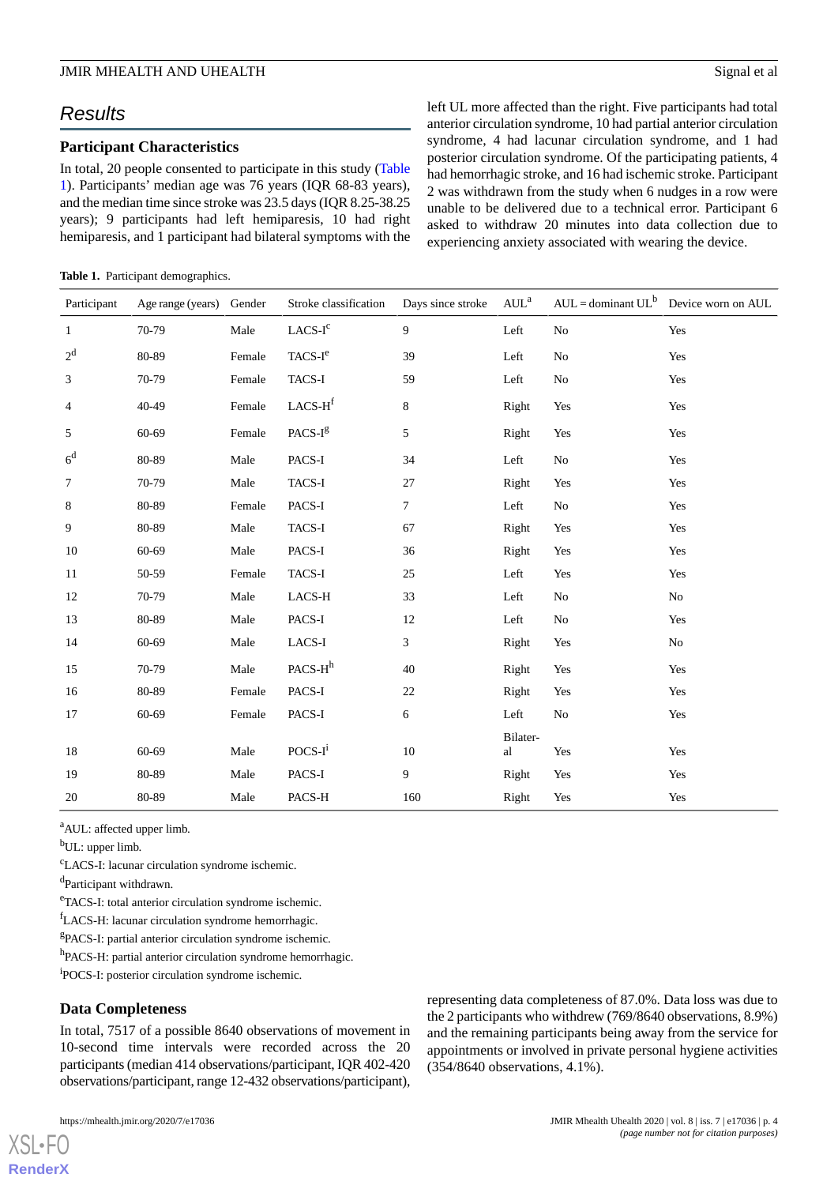## Results

### Participant Characteristics

In total, 20 people consented to participate in this study (Table 1). Participants' median age was 76 years (IQR 68-83 years), and the median time since stroke was 23.5 days (IQR 8.25-38.25 years); 9 participants had left hemiparesis, 10 had right hemiparesis, and 1 participant had bilateral symptoms with the left UL more affected than the right. Five participants had total anterior circulation syndrome, 10 had partial anterior circulation syndrome, 4 had lacunar circulation syndrome, and 1 had posterior circulation syndrome. Of the participating patients, 4 had hemorrhagic stroke, and 16 had ischemic stroke. Participant 2 was withdrawn from the study when 6 nudges in a row were unable to be delivered due to a technical error. Participant 6 asked to withdraw 20 minutes into data collection due to experiencing anxiety associated with wearing the device.

**Table 1.** Participant demographics.

| Participant | Age range (years) | Gender | Stroke classification | Days since stroke | AUL[a] | AUL = dominant UL[b] | Device worn on AUL |
|---|---|---|---|---|---|---|---|
| 1 | 70-79 | Male | LACS-I[c] | 9 | Left | No | Yes |
| 2[d] | 80-89 | Female | TACS-I[e] | 39 | Left | No | Yes |
| 3 | 70-79 | Female | TACS-I | 59 | Left | No | Yes |
| 4 | 40-49 | Female | LACS-H[f] | 8 | Right | Yes | Yes |
| 5 | 60-69 | Female | PACS-I[g] | 5 | Right | Yes | Yes |
| 6[d] | 80-89 | Male | PACS-I | 34 | Left | No | Yes |
| 7 | 70-79 | Male | TACS-I | 27 | Right | Yes | Yes |
| 8 | 80-89 | Female | PACS-I | 7 | Left | No | Yes |
| 9 | 80-89 | Male | TACS-I | 67 | Right | Yes | Yes |
| 10 | 60-69 | Male | PACS-I | 36 | Right | Yes | Yes |
| 11 | 50-59 | Female | TACS-I | 25 | Left | Yes | Yes |
| 12 | 70-79 | Male | LACS-H | 33 | Left | No | No |
| 13 | 80-89 | Male | PACS-I | 12 | Left | No | Yes |
| 14 | 60-69 | Male | LACS-I | 3 | Right | Yes | No |
| 15 | 70-79 | Male | PACS-H[h] | 40 | Right | Yes | Yes |
| 16 | 80-89 | Female | PACS-I | 22 | Right | Yes | Yes |
| 17 | 60-69 | Female | PACS-I | 6 | Left | No | Yes |
| 18 | 60-69 | Male | POCS-I[i] | 10 | Bilateral | Yes | Yes |
| 19 | 80-89 | Male | PACS-I | 9 | Right | Yes | Yes |
| 20 | 80-89 | Male | PACS-H | 160 | Right | Yes | Yes |

[a]AUL: affected upper limb.

[b]UL: upper limb.

[c]LACS-I: lacunar circulation syndrome ischemic.

[d]Participant withdrawn.

[e]TACS-I: total anterior circulation syndrome ischemic.

[f]LACS-H: lacunar circulation syndrome hemorrhagic.

[g]PACS-I: partial anterior circulation syndrome ischemic.

[h]PACS-H: partial anterior circulation syndrome hemorrhagic.

[i]POCS-I: posterior circulation syndrome ischemic.

### Data Completeness

In total, 7517 of a possible 8640 observations of movement in 10-second time intervals were recorded across the 20 participants (median 414 observations/participant, IQR 402-420 observations/participant, range 12-432 observations/participant), representing data completeness of 87.0%. Data loss was due to the 2 participants who withdrew (769/8640 observations, 8.9%) and the remaining participants being away from the service for appointments or involved in private personal hygiene activities (354/8640 observations, 4.1%).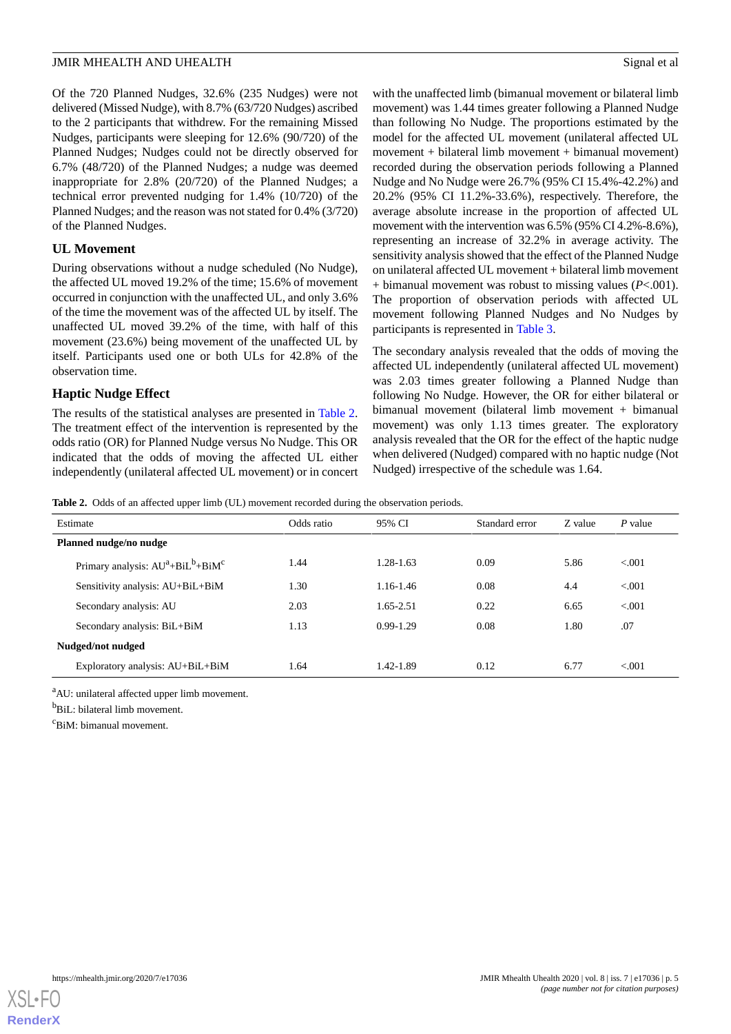Of the 720 Planned Nudges, 32.6% (235 Nudges) were not delivered (Missed Nudge), with 8.7% (63/720 Nudges) ascribed to the 2 participants that withdrew. For the remaining Missed Nudges, participants were sleeping for 12.6% (90/720) of the Planned Nudges; Nudges could not be directly observed for 6.7% (48/720) of the Planned Nudges; a nudge was deemed inappropriate for 2.8% (20/720) of the Planned Nudges; a technical error prevented nudging for 1.4% (10/720) of the Planned Nudges; and the reason was not stated for 0.4% (3/720) of the Planned Nudges.

### UL Movement

During observations without a nudge scheduled (No Nudge), the affected UL moved 19.2% of the time; 15.6% of movement occurred in conjunction with the unaffected UL, and only 3.6% of the time the movement was of the affected UL by itself. The unaffected UL moved 39.2% of the time, with half of this movement (23.6%) being movement of the unaffected UL by itself. Participants used one or both ULs for 42.8% of the observation time.

### Haptic Nudge Effect

The results of the statistical analyses are presented in Table 2. The treatment effect of the intervention is represented by the odds ratio (OR) for Planned Nudge versus No Nudge. This OR indicated that the odds of moving the affected UL either independently (unilateral affected UL movement) or in concert with the unaffected limb (bimanual movement or bilateral limb movement) was 1.44 times greater following a Planned Nudge than following No Nudge. The proportions estimated by the model for the affected UL movement (unilateral affected UL movement + bilateral limb movement + bimanual movement) recorded during the observation periods following a Planned Nudge and No Nudge were 26.7% (95% CI 15.4%-42.2%) and 20.2% (95% CI 11.2%-33.6%), respectively. Therefore, the average absolute increase in the proportion of affected UL movement with the intervention was 6.5% (95% CI 4.2%-8.6%), representing an increase of 32.2% in average activity. The sensitivity analysis showed that the effect of the Planned Nudge on unilateral affected UL movement + bilateral limb movement + bimanual movement was robust to missing values (*P*<.001). The proportion of observation periods with affected UL movement following Planned Nudges and No Nudges by participants is represented in Table 3.

The secondary analysis revealed that the odds of moving the affected UL independently (unilateral affected UL movement) was 2.03 times greater following a Planned Nudge than following No Nudge. However, the OR for either bilateral or bimanual movement (bilateral limb movement + bimanual movement) was only 1.13 times greater. The exploratory analysis revealed that the OR for the effect of the haptic nudge when delivered (Nudged) compared with no haptic nudge (Not Nudged) irrespective of the schedule was 1.64.

**Table 2.** Odds of an affected upper limb (UL) movement recorded during the observation periods.

| Estimate | Odds ratio | 95% CI | Standard error | Z value | *P* value |
|---|---|---|---|---|---|
| **Planned nudge/no nudge** | | | | | |
| Primary analysis: AU[a]+BiL[b]+BiM[c] | 1.44 | 1.28-1.63 | 0.09 | 5.86 | <.001 |
| Sensitivity analysis: AU+BiL+BiM | 1.30 | 1.16-1.46 | 0.08 | 4.4 | <.001 |
| Secondary analysis: AU | 2.03 | 1.65-2.51 | 0.22 | 6.65 | <.001 |
| Secondary analysis: BiL+BiM | 1.13 | 0.99-1.29 | 0.08 | 1.80 | .07 |
| **Nudged/not nudged** | | | | | |
| Exploratory analysis: AU+BiL+BiM | 1.64 | 1.42-1.89 | 0.12 | 6.77 | <.001 |

[a]AU: unilateral affected upper limb movement.

[b]BiL: bilateral limb movement.

[c]BiM: bimanual movement.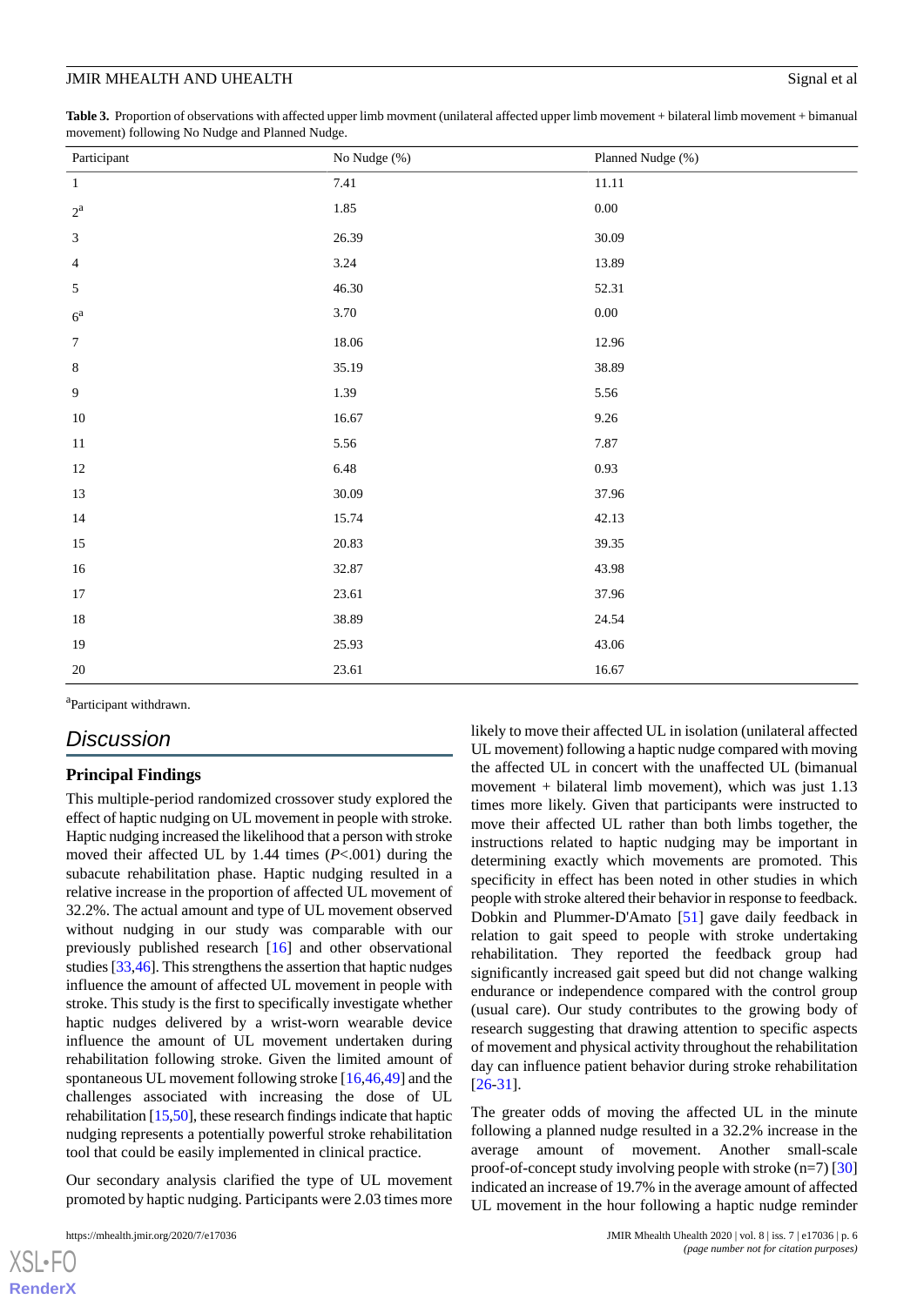**Table 3.** Proportion of observations with affected upper limb movment (unilateral affected upper limb movement + bilateral limb movement + bimanual movement) following No Nudge and Planned Nudge.

| Participant | No Nudge (%) | Planned Nudge (%) |
|---|---|---|
| 1 | 7.41 | 11.11 |
| 2[a] | 1.85 | 0.00 |
| 3 | 26.39 | 30.09 |
| 4 | 3.24 | 13.89 |
| 5 | 46.30 | 52.31 |
| 6[a] | 3.70 | 0.00 |
| 7 | 18.06 | 12.96 |
| 8 | 35.19 | 38.89 |
| 9 | 1.39 | 5.56 |
| 10 | 16.67 | 9.26 |
| 11 | 5.56 | 7.87 |
| 12 | 6.48 | 0.93 |
| 13 | 30.09 | 37.96 |
| 14 | 15.74 | 42.13 |
| 15 | 20.83 | 39.35 |
| 16 | 32.87 | 43.98 |
| 17 | 23.61 | 37.96 |
| 18 | 38.89 | 24.54 |
| 19 | 25.93 | 43.06 |
| 20 | 23.61 | 16.67 |

[a]Participant withdrawn.

## Discussion

### Principal Findings

This multiple-period randomized crossover study explored the effect of haptic nudging on UL movement in people with stroke. Haptic nudging increased the likelihood that a person with stroke moved their affected UL by 1.44 times (*P*<.001) during the subacute rehabilitation phase. Haptic nudging resulted in a relative increase in the proportion of affected UL movement of 32.2%. The actual amount and type of UL movement observed without nudging in our study was comparable with our previously published research [16] and other observational studies [33,46]. This strengthens the assertion that haptic nudges influence the amount of affected UL movement in people with stroke. This study is the first to specifically investigate whether haptic nudges delivered by a wrist-worn wearable device influence the amount of UL movement undertaken during rehabilitation following stroke. Given the limited amount of spontaneous UL movement following stroke [16,46,49] and the challenges associated with increasing the dose of UL rehabilitation [15,50], these research findings indicate that haptic nudging represents a potentially powerful stroke rehabilitation tool that could be easily implemented in clinical practice.

Our secondary analysis clarified the type of UL movement promoted by haptic nudging. Participants were 2.03 times more likely to move their affected UL in isolation (unilateral affected UL movement) following a haptic nudge compared with moving the affected UL in concert with the unaffected UL (bimanual movement + bilateral limb movement), which was just 1.13 times more likely. Given that participants were instructed to move their affected UL rather than both limbs together, the instructions related to haptic nudging may be important in determining exactly which movements are promoted. This specificity in effect has been noted in other studies in which people with stroke altered their behavior in response to feedback. Dobkin and Plummer-D'Amato [51] gave daily feedback in relation to gait speed to people with stroke undertaking rehabilitation. They reported the feedback group had significantly increased gait speed but did not change walking endurance or independence compared with the control group (usual care). Our study contributes to the growing body of research suggesting that drawing attention to specific aspects of movement and physical activity throughout the rehabilitation day can influence patient behavior during stroke rehabilitation [26-31].

The greater odds of moving the affected UL in the minute following a planned nudge resulted in a 32.2% increase in the average amount of movement. Another small-scale proof-of-concept study involving people with stroke (n=7) [30] indicated an increase of 19.7% in the average amount of affected UL movement in the hour following a haptic nudge reminder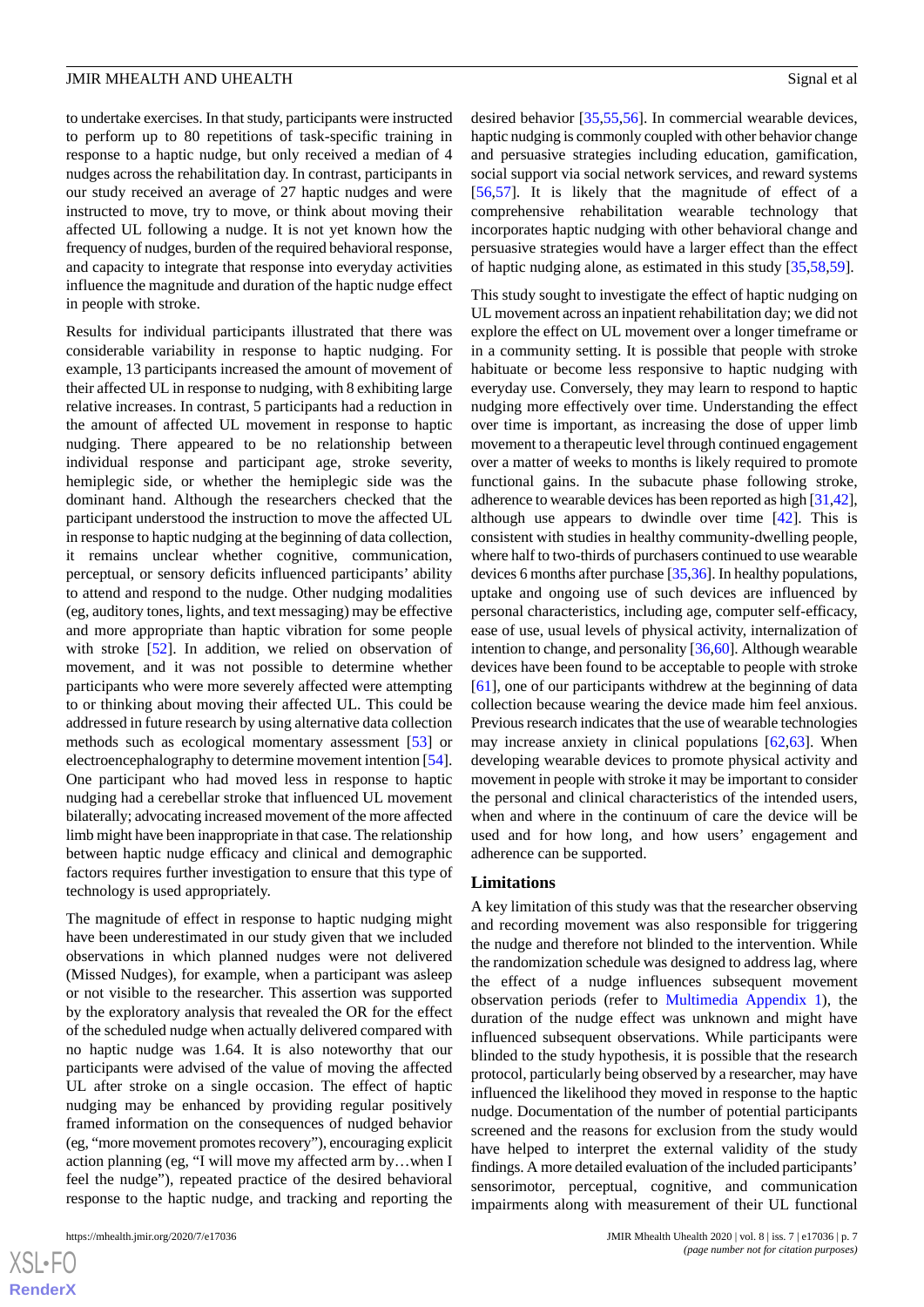to undertake exercises. In that study, participants were instructed to perform up to 80 repetitions of task-specific training in response to a haptic nudge, but only received a median of 4 nudges across the rehabilitation day. In contrast, participants in our study received an average of 27 haptic nudges and were instructed to move, try to move, or think about moving their affected UL following a nudge. It is not yet known how the frequency of nudges, burden of the required behavioral response, and capacity to integrate that response into everyday activities influence the magnitude and duration of the haptic nudge effect in people with stroke.

Results for individual participants illustrated that there was considerable variability in response to haptic nudging. For example, 13 participants increased the amount of movement of their affected UL in response to nudging, with 8 exhibiting large relative increases. In contrast, 5 participants had a reduction in the amount of affected UL movement in response to haptic nudging. There appeared to be no relationship between individual response and participant age, stroke severity, hemiplegic side, or whether the hemiplegic side was the dominant hand. Although the researchers checked that the participant understood the instruction to move the affected UL in response to haptic nudging at the beginning of data collection, it remains unclear whether cognitive, communication, perceptual, or sensory deficits influenced participants' ability to attend and respond to the nudge. Other nudging modalities (eg, auditory tones, lights, and text messaging) may be effective and more appropriate than haptic vibration for some people with stroke [52]. In addition, we relied on observation of movement, and it was not possible to determine whether participants who were more severely affected were attempting to or thinking about moving their affected UL. This could be addressed in future research by using alternative data collection methods such as ecological momentary assessment [53] or electroencephalography to determine movement intention [54]. One participant who had moved less in response to haptic nudging had a cerebellar stroke that influenced UL movement bilaterally; advocating increased movement of the more affected limb might have been inappropriate in that case. The relationship between haptic nudge efficacy and clinical and demographic factors requires further investigation to ensure that this type of technology is used appropriately.

The magnitude of effect in response to haptic nudging might have been underestimated in our study given that we included observations in which planned nudges were not delivered (Missed Nudges), for example, when a participant was asleep or not visible to the researcher. This assertion was supported by the exploratory analysis that revealed the OR for the effect of the scheduled nudge when actually delivered compared with no haptic nudge was 1.64. It is also noteworthy that our participants were advised of the value of moving the affected UL after stroke on a single occasion. The effect of haptic nudging may be enhanced by providing regular positively framed information on the consequences of nudged behavior (eg, "more movement promotes recovery"), encouraging explicit action planning (eg, "I will move my affected arm by…when I feel the nudge"), repeated practice of the desired behavioral response to the haptic nudge, and tracking and reporting the desired behavior [35,55,56]. In commercial wearable devices, haptic nudging is commonly coupled with other behavior change and persuasive strategies including education, gamification, social support via social network services, and reward systems [56,57]. It is likely that the magnitude of effect of a comprehensive rehabilitation wearable technology that incorporates haptic nudging with other behavioral change and persuasive strategies would have a larger effect than the effect of haptic nudging alone, as estimated in this study [35,58,59].

This study sought to investigate the effect of haptic nudging on UL movement across an inpatient rehabilitation day; we did not explore the effect on UL movement over a longer timeframe or in a community setting. It is possible that people with stroke habituate or become less responsive to haptic nudging with everyday use. Conversely, they may learn to respond to haptic nudging more effectively over time. Understanding the effect over time is important, as increasing the dose of upper limb movement to a therapeutic level through continued engagement over a matter of weeks to months is likely required to promote functional gains. In the subacute phase following stroke, adherence to wearable devices has been reported as high [31,42], although use appears to dwindle over time [42]. This is consistent with studies in healthy community-dwelling people, where half to two-thirds of purchasers continued to use wearable devices 6 months after purchase [35,36]. In healthy populations, uptake and ongoing use of such devices are influenced by personal characteristics, including age, computer self-efficacy, ease of use, usual levels of physical activity, internalization of intention to change, and personality [36,60]. Although wearable devices have been found to be acceptable to people with stroke [61], one of our participants withdrew at the beginning of data collection because wearing the device made him feel anxious. Previous research indicates that the use of wearable technologies may increase anxiety in clinical populations [62,63]. When developing wearable devices to promote physical activity and movement in people with stroke it may be important to consider the personal and clinical characteristics of the intended users, when and where in the continuum of care the device will be used and for how long, and how users' engagement and adherence can be supported.

## Limitations

A key limitation of this study was that the researcher observing and recording movement was also responsible for triggering the nudge and therefore not blinded to the intervention. While the randomization schedule was designed to address lag, where the effect of a nudge influences subsequent movement observation periods (refer to Multimedia Appendix 1), the duration of the nudge effect was unknown and might have influenced subsequent observations. While participants were blinded to the study hypothesis, it is possible that the research protocol, particularly being observed by a researcher, may have influenced the likelihood they moved in response to the haptic nudge. Documentation of the number of potential participants screened and the reasons for exclusion from the study would have helped to interpret the external validity of the study findings. A more detailed evaluation of the included participants' sensorimotor, perceptual, cognitive, and communication impairments along with measurement of their UL functional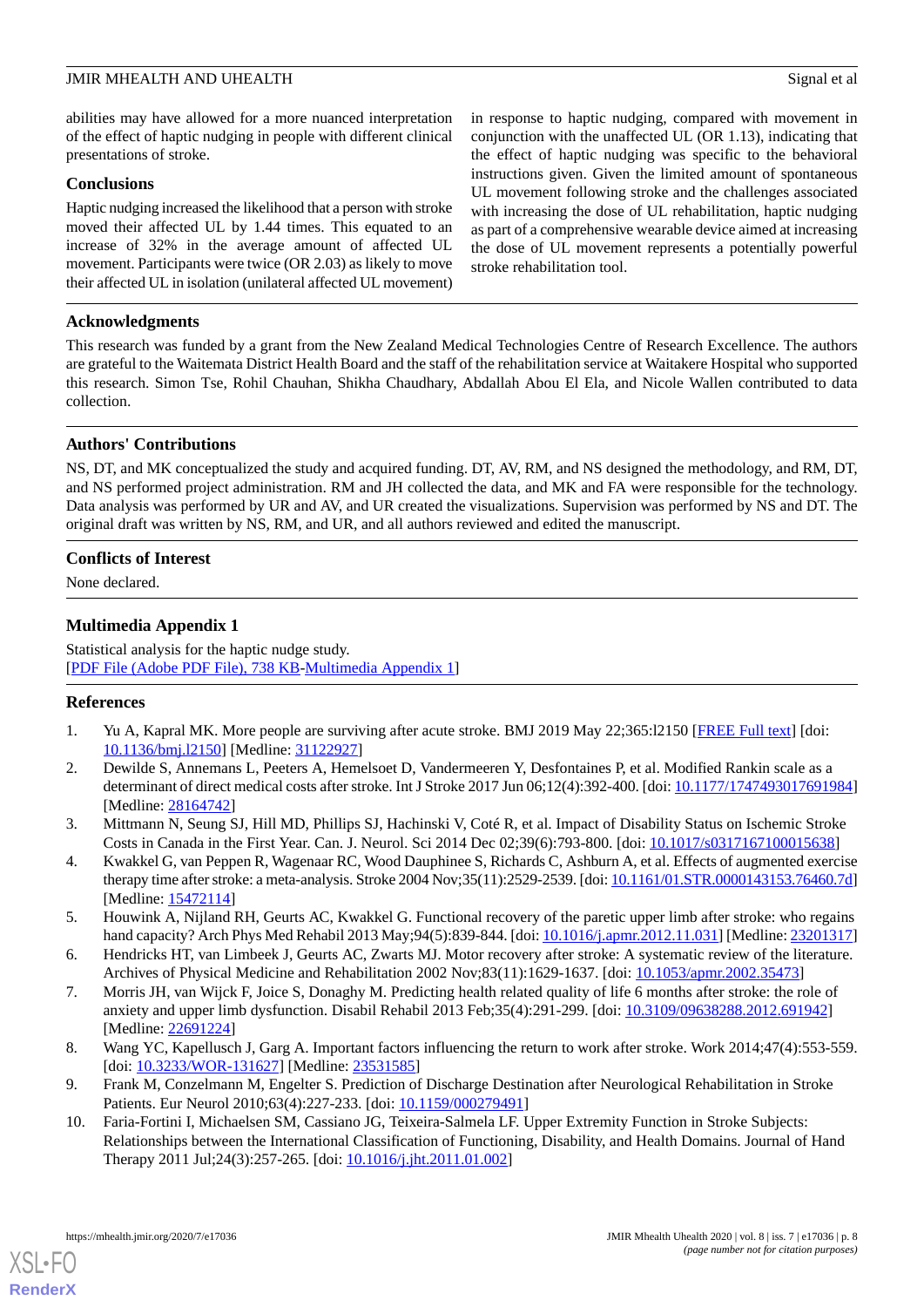abilities may have allowed for a more nuanced interpretation of the effect of haptic nudging in people with different clinical presentations of stroke.

## Conclusions

Haptic nudging increased the likelihood that a person with stroke moved their affected UL by 1.44 times. This equated to an increase of 32% in the average amount of affected UL movement. Participants were twice (OR 2.03) as likely to move their affected UL in isolation (unilateral affected UL movement) in response to haptic nudging, compared with movement in conjunction with the unaffected UL (OR 1.13), indicating that the effect of haptic nudging was specific to the behavioral instructions given. Given the limited amount of spontaneous UL movement following stroke and the challenges associated with increasing the dose of UL rehabilitation, haptic nudging as part of a comprehensive wearable device aimed at increasing the dose of UL movement represents a potentially powerful stroke rehabilitation tool.

## Acknowledgments

This research was funded by a grant from the New Zealand Medical Technologies Centre of Research Excellence. The authors are grateful to the Waitemata District Health Board and the staff of the rehabilitation service at Waitakere Hospital who supported this research. Simon Tse, Rohil Chauhan, Shikha Chaudhary, Abdallah Abou El Ela, and Nicole Wallen contributed to data collection.

## Authors' Contributions

NS, DT, and MK conceptualized the study and acquired funding. DT, AV, RM, and NS designed the methodology, and RM, DT, and NS performed project administration. RM and JH collected the data, and MK and FA were responsible for the technology. Data analysis was performed by UR and AV, and UR created the visualizations. Supervision was performed by NS and DT. The original draft was written by NS, RM, and UR, and all authors reviewed and edited the manuscript.

## Conflicts of Interest

None declared.

## Multimedia Appendix 1

Statistical analysis for the haptic nudge study.
[PDF File (Adobe PDF File), 738 KB-Multimedia Appendix 1]

## References

1. Yu A, Kapral MK. More people are surviving after acute stroke. BMJ 2019 May 22;365:l2150 [FREE Full text] [doi: 10.1136/bmj.l2150] [Medline: 31122927]
2. Dewilde S, Annemans L, Peeters A, Hemelsoet D, Vandermeeren Y, Desfontaines P, et al. Modified Rankin scale as a determinant of direct medical costs after stroke. Int J Stroke 2017 Jun 06;12(4):392-400. [doi: 10.1177/1747493017691984] [Medline: 28164742]
3. Mittmann N, Seung SJ, Hill MD, Phillips SJ, Hachinski V, Coté R, et al. Impact of Disability Status on Ischemic Stroke Costs in Canada in the First Year. Can. J. Neurol. Sci 2014 Dec 02;39(6):793-800. [doi: 10.1017/s0317167100015638]
4. Kwakkel G, van Peppen R, Wagenaar RC, Wood Dauphinee S, Richards C, Ashburn A, et al. Effects of augmented exercise therapy time after stroke: a meta-analysis. Stroke 2004 Nov;35(11):2529-2539. [doi: 10.1161/01.STR.0000143153.76460.7d] [Medline: 15472114]
5. Houwink A, Nijland RH, Geurts AC, Kwakkel G. Functional recovery of the paretic upper limb after stroke: who regains hand capacity? Arch Phys Med Rehabil 2013 May;94(5):839-844. [doi: 10.1016/j.apmr.2012.11.031] [Medline: 23201317]
6. Hendricks HT, van Limbeek J, Geurts AC, Zwarts MJ. Motor recovery after stroke: A systematic review of the literature. Archives of Physical Medicine and Rehabilitation 2002 Nov;83(11):1629-1637. [doi: 10.1053/apmr.2002.35473]
7. Morris JH, van Wijck F, Joice S, Donaghy M. Predicting health related quality of life 6 months after stroke: the role of anxiety and upper limb dysfunction. Disabil Rehabil 2013 Feb;35(4):291-299. [doi: 10.3109/09638288.2012.691942] [Medline: 22691224]
8. Wang YC, Kapellusch J, Garg A. Important factors influencing the return to work after stroke. Work 2014;47(4):553-559. [doi: 10.3233/WOR-131627] [Medline: 23531585]
9. Frank M, Conzelmann M, Engelter S. Prediction of Discharge Destination after Neurological Rehabilitation in Stroke Patients. Eur Neurol 2010;63(4):227-233. [doi: 10.1159/000279491]
10. Faria-Fortini I, Michaelsen SM, Cassiano JG, Teixeira-Salmela LF. Upper Extremity Function in Stroke Subjects: Relationships between the International Classification of Functioning, Disability, and Health Domains. Journal of Hand Therapy 2011 Jul;24(3):257-265. [doi: 10.1016/j.jht.2011.01.002]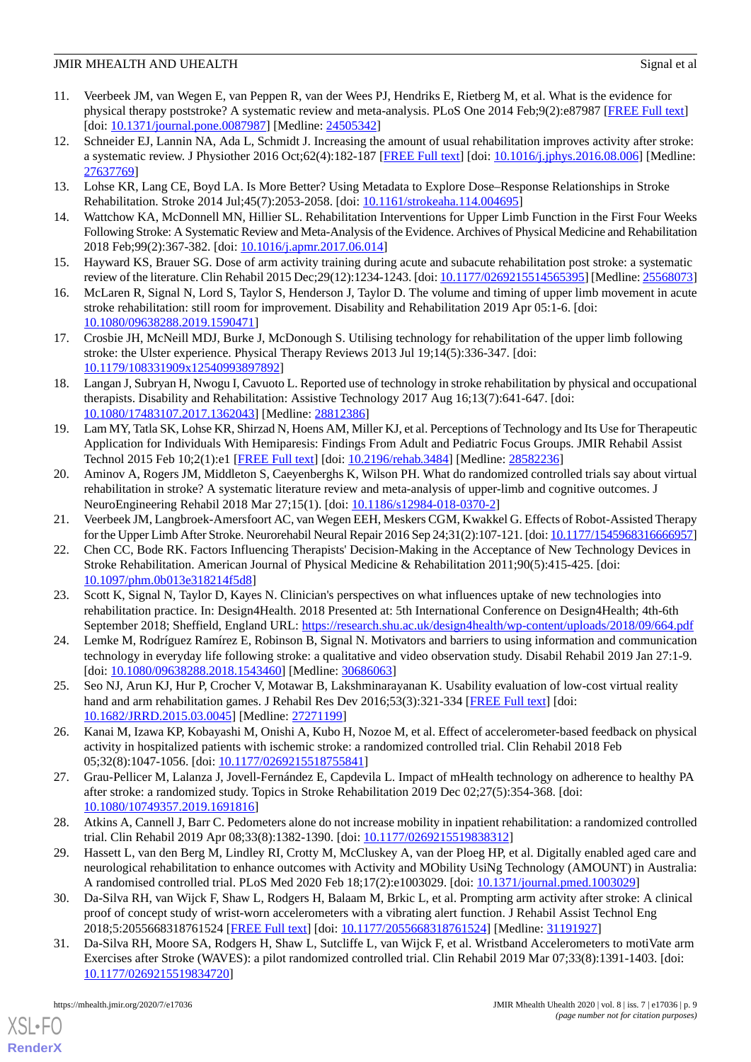11. Veerbeek JM, van Wegen E, van Peppen R, van der Wees PJ, Hendriks E, Rietberg M, et al. What is the evidence for physical therapy poststroke? A systematic review and meta-analysis. PLoS One 2014 Feb;9(2):e87987 [FREE Full text] [doi: 10.1371/journal.pone.0087987] [Medline: 24505342]
12. Schneider EJ, Lannin NA, Ada L, Schmidt J. Increasing the amount of usual rehabilitation improves activity after stroke: a systematic review. J Physiother 2016 Oct;62(4):182-187 [FREE Full text] [doi: 10.1016/j.jphys.2016.08.006] [Medline: 27637769]
13. Lohse KR, Lang CE, Boyd LA. Is More Better? Using Metadata to Explore Dose–Response Relationships in Stroke Rehabilitation. Stroke 2014 Jul;45(7):2053-2058. [doi: 10.1161/strokeaha.114.004695]
14. Wattchow KA, McDonnell MN, Hillier SL. Rehabilitation Interventions for Upper Limb Function in the First Four Weeks Following Stroke: A Systematic Review and Meta-Analysis of the Evidence. Archives of Physical Medicine and Rehabilitation 2018 Feb;99(2):367-382. [doi: 10.1016/j.apmr.2017.06.014]
15. Hayward KS, Brauer SG. Dose of arm activity training during acute and subacute rehabilitation post stroke: a systematic review of the literature. Clin Rehabil 2015 Dec;29(12):1234-1243. [doi: 10.1177/0269215514565395] [Medline: 25568073]
16. McLaren R, Signal N, Lord S, Taylor S, Henderson J, Taylor D. The volume and timing of upper limb movement in acute stroke rehabilitation: still room for improvement. Disability and Rehabilitation 2019 Apr 05:1-6. [doi: 10.1080/09638288.2019.1590471]
17. Crosbie JH, McNeill MDJ, Burke J, McDonough S. Utilising technology for rehabilitation of the upper limb following stroke: the Ulster experience. Physical Therapy Reviews 2013 Jul 19;14(5):336-347. [doi: 10.1179/108331909x12540993897892]
18. Langan J, Subryan H, Nwogu I, Cavuoto L. Reported use of technology in stroke rehabilitation by physical and occupational therapists. Disability and Rehabilitation: Assistive Technology 2017 Aug 16;13(7):641-647. [doi: 10.1080/17483107.2017.1362043] [Medline: 28812386]
19. Lam MY, Tatla SK, Lohse KR, Shirzad N, Hoens AM, Miller KJ, et al. Perceptions of Technology and Its Use for Therapeutic Application for Individuals With Hemiparesis: Findings From Adult and Pediatric Focus Groups. JMIR Rehabil Assist Technol 2015 Feb 10;2(1):e1 [FREE Full text] [doi: 10.2196/rehab.3484] [Medline: 28582236]
20. Aminov A, Rogers JM, Middleton S, Caeyenberghs K, Wilson PH. What do randomized controlled trials say about virtual rehabilitation in stroke? A systematic literature review and meta-analysis of upper-limb and cognitive outcomes. J NeuroEngineering Rehabil 2018 Mar 27;15(1). [doi: 10.1186/s12984-018-0370-2]
21. Veerbeek JM, Langbroek-Amersfoort AC, van Wegen EEH, Meskers CGM, Kwakkel G. Effects of Robot-Assisted Therapy for the Upper Limb After Stroke. Neurorehabil Neural Repair 2016 Sep 24;31(2):107-121. [doi: 10.1177/1545968316666957]
22. Chen CC, Bode RK. Factors Influencing Therapists' Decision-Making in the Acceptance of New Technology Devices in Stroke Rehabilitation. American Journal of Physical Medicine & Rehabilitation 2011;90(5):415-425. [doi: 10.1097/phm.0b013e318214f5d8]
23. Scott K, Signal N, Taylor D, Kayes N. Clinician's perspectives on what influences uptake of new technologies into rehabilitation practice. In: Design4Health. 2018 Presented at: 5th International Conference on Design4Health; 4th-6th September 2018; Sheffield, England URL: https://research.shu.ac.uk/design4health/wp-content/uploads/2018/09/664.pdf
24. Lemke M, Rodríguez Ramírez E, Robinson B, Signal N. Motivators and barriers to using information and communication technology in everyday life following stroke: a qualitative and video observation study. Disabil Rehabil 2019 Jan 27:1-9. [doi: 10.1080/09638288.2018.1543460] [Medline: 30686063]
25. Seo NJ, Arun KJ, Hur P, Crocher V, Motawar B, Lakshminarayanan K. Usability evaluation of low-cost virtual reality hand and arm rehabilitation games. J Rehabil Res Dev 2016;53(3):321-334 [FREE Full text] [doi: 10.1682/JRRD.2015.03.0045] [Medline: 27271199]
26. Kanai M, Izawa KP, Kobayashi M, Onishi A, Kubo H, Nozoe M, et al. Effect of accelerometer-based feedback on physical activity in hospitalized patients with ischemic stroke: a randomized controlled trial. Clin Rehabil 2018 Feb 05;32(8):1047-1056. [doi: 10.1177/0269215518755841]
27. Grau-Pellicer M, Lalanza J, Jovell-Fernández E, Capdevila L. Impact of mHealth technology on adherence to healthy PA after stroke: a randomized study. Topics in Stroke Rehabilitation 2019 Dec 02;27(5):354-368. [doi: 10.1080/10749357.2019.1691816]
28. Atkins A, Cannell J, Barr C. Pedometers alone do not increase mobility in inpatient rehabilitation: a randomized controlled trial. Clin Rehabil 2019 Apr 08;33(8):1382-1390. [doi: 10.1177/0269215519838312]
29. Hassett L, van den Berg M, Lindley RI, Crotty M, McCluskey A, van der Ploeg HP, et al. Digitally enabled aged care and neurological rehabilitation to enhance outcomes with Activity and MObility UsiNg Technology (AMOUNT) in Australia: A randomised controlled trial. PLoS Med 2020 Feb 18;17(2):e1003029. [doi: 10.1371/journal.pmed.1003029]
30. Da-Silva RH, van Wijck F, Shaw L, Rodgers H, Balaam M, Brkic L, et al. Prompting arm activity after stroke: A clinical proof of concept study of wrist-worn accelerometers with a vibrating alert function. J Rehabil Assist Technol Eng 2018;5:2055668318761524 [FREE Full text] [doi: 10.1177/2055668318761524] [Medline: 31191927]
31. Da-Silva RH, Moore SA, Rodgers H, Shaw L, Sutcliffe L, van Wijck F, et al. Wristband Accelerometers to motiVate arm Exercises after Stroke (WAVES): a pilot randomized controlled trial. Clin Rehabil 2019 Mar 07;33(8):1391-1403. [doi: 10.1177/0269215519834720]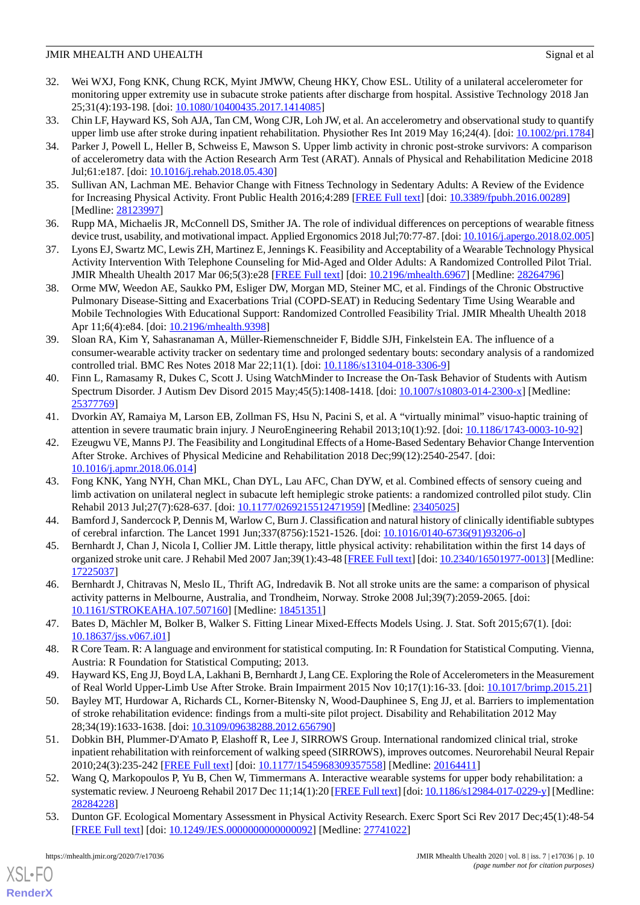32. Wei WXJ, Fong KNK, Chung RCK, Myint JMWW, Cheung HKY, Chow ESL. Utility of a unilateral accelerometer for monitoring upper extremity use in subacute stroke patients after discharge from hospital. Assistive Technology 2018 Jan 25;31(4):193-198. [doi: 10.1080/10400435.2017.1414085]
33. Chin LF, Hayward KS, Soh AJA, Tan CM, Wong CJR, Loh JW, et al. An accelerometry and observational study to quantify upper limb use after stroke during inpatient rehabilitation. Physiother Res Int 2019 May 16;24(4). [doi: 10.1002/pri.1784]
34. Parker J, Powell L, Heller B, Schweiss E, Mawson S. Upper limb activity in chronic post-stroke survivors: A comparison of accelerometry data with the Action Research Arm Test (ARAT). Annals of Physical and Rehabilitation Medicine 2018 Jul;61:e187. [doi: 10.1016/j.rehab.2018.05.430]
35. Sullivan AN, Lachman ME. Behavior Change with Fitness Technology in Sedentary Adults: A Review of the Evidence for Increasing Physical Activity. Front Public Health 2016;4:289 [FREE Full text] [doi: 10.3389/fpubh.2016.00289] [Medline: 28123997]
36. Rupp MA, Michaelis JR, McConnell DS, Smither JA. The role of individual differences on perceptions of wearable fitness device trust, usability, and motivational impact. Applied Ergonomics 2018 Jul;70:77-87. [doi: 10.1016/j.apergo.2018.02.005]
37. Lyons EJ, Swartz MC, Lewis ZH, Martinez E, Jennings K. Feasibility and Acceptability of a Wearable Technology Physical Activity Intervention With Telephone Counseling for Mid-Aged and Older Adults: A Randomized Controlled Pilot Trial. JMIR Mhealth Uhealth 2017 Mar 06;5(3):e28 [FREE Full text] [doi: 10.2196/mhealth.6967] [Medline: 28264796]
38. Orme MW, Weedon AE, Saukko PM, Esliger DW, Morgan MD, Steiner MC, et al. Findings of the Chronic Obstructive Pulmonary Disease-Sitting and Exacerbations Trial (COPD-SEAT) in Reducing Sedentary Time Using Wearable and Mobile Technologies With Educational Support: Randomized Controlled Feasibility Trial. JMIR Mhealth Uhealth 2018 Apr 11;6(4):e84. [doi: 10.2196/mhealth.9398]
39. Sloan RA, Kim Y, Sahasranaman A, Müller-Riemenschneider F, Biddle SJH, Finkelstein EA. The influence of a consumer-wearable activity tracker on sedentary time and prolonged sedentary bouts: secondary analysis of a randomized controlled trial. BMC Res Notes 2018 Mar 22;11(1). [doi: 10.1186/s13104-018-3306-9]
40. Finn L, Ramasamy R, Dukes C, Scott J. Using WatchMinder to Increase the On-Task Behavior of Students with Autism Spectrum Disorder. J Autism Dev Disord 2015 May;45(5):1408-1418. [doi: 10.1007/s10803-014-2300-x] [Medline: 25377769]
41. Dvorkin AY, Ramaiya M, Larson EB, Zollman FS, Hsu N, Pacini S, et al. A "virtually minimal" visuo-haptic training of attention in severe traumatic brain injury. J NeuroEngineering Rehabil 2013;10(1):92. [doi: 10.1186/1743-0003-10-92]
42. Ezeugwu VE, Manns PJ. The Feasibility and Longitudinal Effects of a Home-Based Sedentary Behavior Change Intervention After Stroke. Archives of Physical Medicine and Rehabilitation 2018 Dec;99(12):2540-2547. [doi: 10.1016/j.apmr.2018.06.014]
43. Fong KNK, Yang NYH, Chan MKL, Chan DYL, Lau AFC, Chan DYW, et al. Combined effects of sensory cueing and limb activation on unilateral neglect in subacute left hemiplegic stroke patients: a randomized controlled pilot study. Clin Rehabil 2013 Jul;27(7):628-637. [doi: 10.1177/0269215512471959] [Medline: 23405025]
44. Bamford J, Sandercock P, Dennis M, Warlow C, Burn J. Classification and natural history of clinically identifiable subtypes of cerebral infarction. The Lancet 1991 Jun;337(8756):1521-1526. [doi: 10.1016/0140-6736(91)93206-o]
45. Bernhardt J, Chan J, Nicola I, Collier JM. Little therapy, little physical activity: rehabilitation within the first 14 days of organized stroke unit care. J Rehabil Med 2007 Jan;39(1):43-48 [FREE Full text] [doi: 10.2340/16501977-0013] [Medline: 17225037]
46. Bernhardt J, Chitravas N, Meslo IL, Thrift AG, Indredavik B. Not all stroke units are the same: a comparison of physical activity patterns in Melbourne, Australia, and Trondheim, Norway. Stroke 2008 Jul;39(7):2059-2065. [doi: 10.1161/STROKEAHA.107.507160] [Medline: 18451351]
47. Bates D, Mächler M, Bolker B, Walker S. Fitting Linear Mixed-Effects Models Using. J. Stat. Soft 2015;67(1). [doi: 10.18637/jss.v067.i01]
48. R Core Team. R: A language and environment for statistical computing. In: R Foundation for Statistical Computing. Vienna, Austria: R Foundation for Statistical Computing; 2013.
49. Hayward KS, Eng JJ, Boyd LA, Lakhani B, Bernhardt J, Lang CE. Exploring the Role of Accelerometers in the Measurement of Real World Upper-Limb Use After Stroke. Brain Impairment 2015 Nov 10;17(1):16-33. [doi: 10.1017/brimp.2015.21]
50. Bayley MT, Hurdowar A, Richards CL, Korner-Bitensky N, Wood-Dauphinee S, Eng JJ, et al. Barriers to implementation of stroke rehabilitation evidence: findings from a multi-site pilot project. Disability and Rehabilitation 2012 May 28;34(19):1633-1638. [doi: 10.3109/09638288.2012.656790]
51. Dobkin BH, Plummer-D'Amato P, Elashoff R, Lee J, SIRROWS Group. International randomized clinical trial, stroke inpatient rehabilitation with reinforcement of walking speed (SIRROWS), improves outcomes. Neurorehabil Neural Repair 2010;24(3):235-242 [FREE Full text] [doi: 10.1177/1545968309357558] [Medline: 20164411]
52. Wang Q, Markopoulos P, Yu B, Chen W, Timmermans A. Interactive wearable systems for upper body rehabilitation: a systematic review. J Neuroeng Rehabil 2017 Dec 11;14(1):20 [FREE Full text] [doi: 10.1186/s12984-017-0229-y] [Medline: 28284228]
53. Dunton GF. Ecological Momentary Assessment in Physical Activity Research. Exerc Sport Sci Rev 2017 Dec;45(1):48-54 [FREE Full text] [doi: 10.1249/JES.0000000000000092] [Medline: 27741022]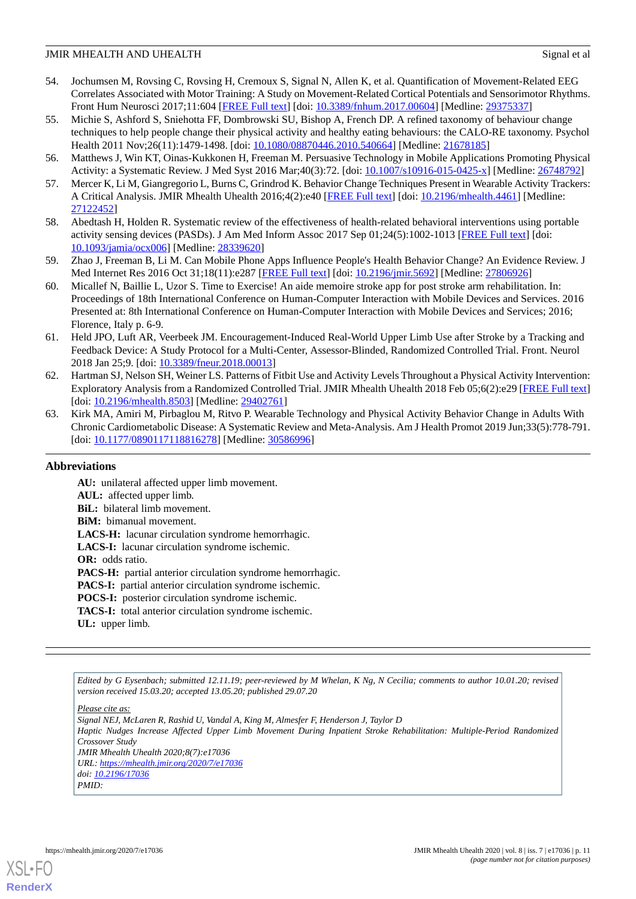54. Jochumsen M, Rovsing C, Rovsing H, Cremoux S, Signal N, Allen K, et al. Quantification of Movement-Related EEG Correlates Associated with Motor Training: A Study on Movement-Related Cortical Potentials and Sensorimotor Rhythms. Front Hum Neurosci 2017;11:604 [FREE Full text] [doi: 10.3389/fnhum.2017.00604] [Medline: 29375337]
55. Michie S, Ashford S, Sniehotta FF, Dombrowski SU, Bishop A, French DP. A refined taxonomy of behaviour change techniques to help people change their physical activity and healthy eating behaviours: the CALO-RE taxonomy. Psychol Health 2011 Nov;26(11):1479-1498. [doi: 10.1080/08870446.2010.540664] [Medline: 21678185]
56. Matthews J, Win KT, Oinas-Kukkonen H, Freeman M. Persuasive Technology in Mobile Applications Promoting Physical Activity: a Systematic Review. J Med Syst 2016 Mar;40(3):72. [doi: 10.1007/s10916-015-0425-x] [Medline: 26748792]
57. Mercer K, Li M, Giangregorio L, Burns C, Grindrod K. Behavior Change Techniques Present in Wearable Activity Trackers: A Critical Analysis. JMIR Mhealth Uhealth 2016;4(2):e40 [FREE Full text] [doi: 10.2196/mhealth.4461] [Medline: 27122452]
58. Abedtash H, Holden R. Systematic review of the effectiveness of health-related behavioral interventions using portable activity sensing devices (PASDs). J Am Med Inform Assoc 2017 Sep 01;24(5):1002-1013 [FREE Full text] [doi: 10.1093/jamia/ocx006] [Medline: 28339620]
59. Zhao J, Freeman B, Li M. Can Mobile Phone Apps Influence People's Health Behavior Change? An Evidence Review. J Med Internet Res 2016 Oct 31;18(11):e287 [FREE Full text] [doi: 10.2196/jmir.5692] [Medline: 27806926]
60. Micallef N, Baillie L, Uzor S. Time to Exercise! An aide memoire stroke app for post stroke arm rehabilitation. In: Proceedings of 18th International Conference on Human-Computer Interaction with Mobile Devices and Services. 2016 Presented at: 8th International Conference on Human-Computer Interaction with Mobile Devices and Services; 2016; Florence, Italy p. 6-9.
61. Held JPO, Luft AR, Veerbeek JM. Encouragement-Induced Real-World Upper Limb Use after Stroke by a Tracking and Feedback Device: A Study Protocol for a Multi-Center, Assessor-Blinded, Randomized Controlled Trial. Front. Neurol 2018 Jan 25;9. [doi: 10.3389/fneur.2018.00013]
62. Hartman SJ, Nelson SH, Weiner LS. Patterns of Fitbit Use and Activity Levels Throughout a Physical Activity Intervention: Exploratory Analysis from a Randomized Controlled Trial. JMIR Mhealth Uhealth 2018 Feb 05;6(2):e29 [FREE Full text] [doi: 10.2196/mhealth.8503] [Medline: 29402761]
63. Kirk MA, Amiri M, Pirbaglou M, Ritvo P. Wearable Technology and Physical Activity Behavior Change in Adults With Chronic Cardiometabolic Disease: A Systematic Review and Meta-Analysis. Am J Health Promot 2019 Jun;33(5):778-791. [doi: 10.1177/0890117118816278] [Medline: 30586996]

## Abbreviations

**AU:** unilateral affected upper limb movement.
**AUL:** affected upper limb.
**BiL:** bilateral limb movement.
**BiM:** bimanual movement.
**LACS-H:** lacunar circulation syndrome hemorrhagic.
**LACS-I:** lacunar circulation syndrome ischemic.
**OR:** odds ratio.
**PACS-H:** partial anterior circulation syndrome hemorrhagic.
**PACS-I:** partial anterior circulation syndrome ischemic.
**POCS-I:** posterior circulation syndrome ischemic.
**TACS-I:** total anterior circulation syndrome ischemic.
**UL:** upper limb.

*Edited by G Eysenbach; submitted 12.11.19; peer-reviewed by M Whelan, K Ng, N Cecilia; comments to author 10.01.20; revised version received 15.03.20; accepted 13.05.20; published 29.07.20*

*Please cite as:*
*Signal NEJ, McLaren R, Rashid U, Vandal A, King M, Almesfer F, Henderson J, Taylor D*
*Haptic Nudges Increase Affected Upper Limb Movement During Inpatient Stroke Rehabilitation: Multiple-Period Randomized Crossover Study*
*JMIR Mhealth Uhealth 2020;8(7):e17036*
*URL: https://mhealth.jmir.org/2020/7/e17036*
*doi: 10.2196/17036*
*PMID:*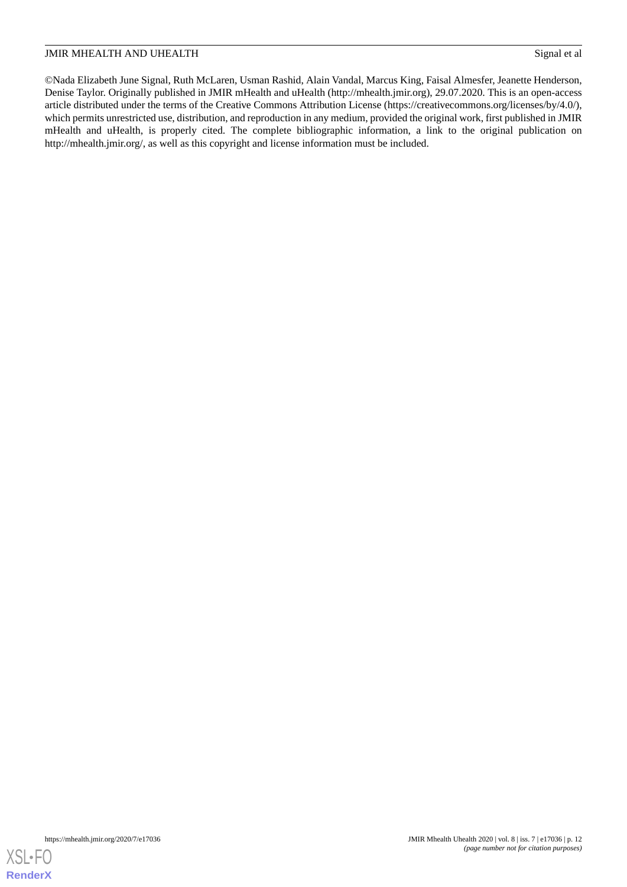©Nada Elizabeth June Signal, Ruth McLaren, Usman Rashid, Alain Vandal, Marcus King, Faisal Almesfer, Jeanette Henderson, Denise Taylor. Originally published in JMIR mHealth and uHealth (http://mhealth.jmir.org), 29.07.2020. This is an open-access article distributed under the terms of the Creative Commons Attribution License (https://creativecommons.org/licenses/by/4.0/), which permits unrestricted use, distribution, and reproduction in any medium, provided the original work, first published in JMIR mHealth and uHealth, is properly cited. The complete bibliographic information, a link to the original publication on http://mhealth.jmir.org/, as well as this copyright and license information must be included.